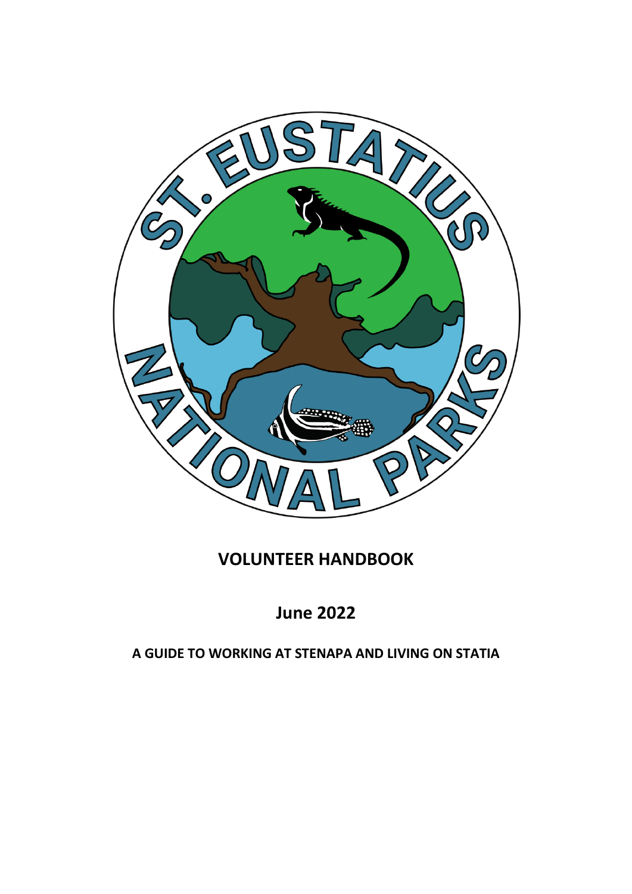# VOLUNTEER HANDBOOK

## June 2022

### A GUIDE TO WORKING AT STENAPA AND LIVING ON STATIA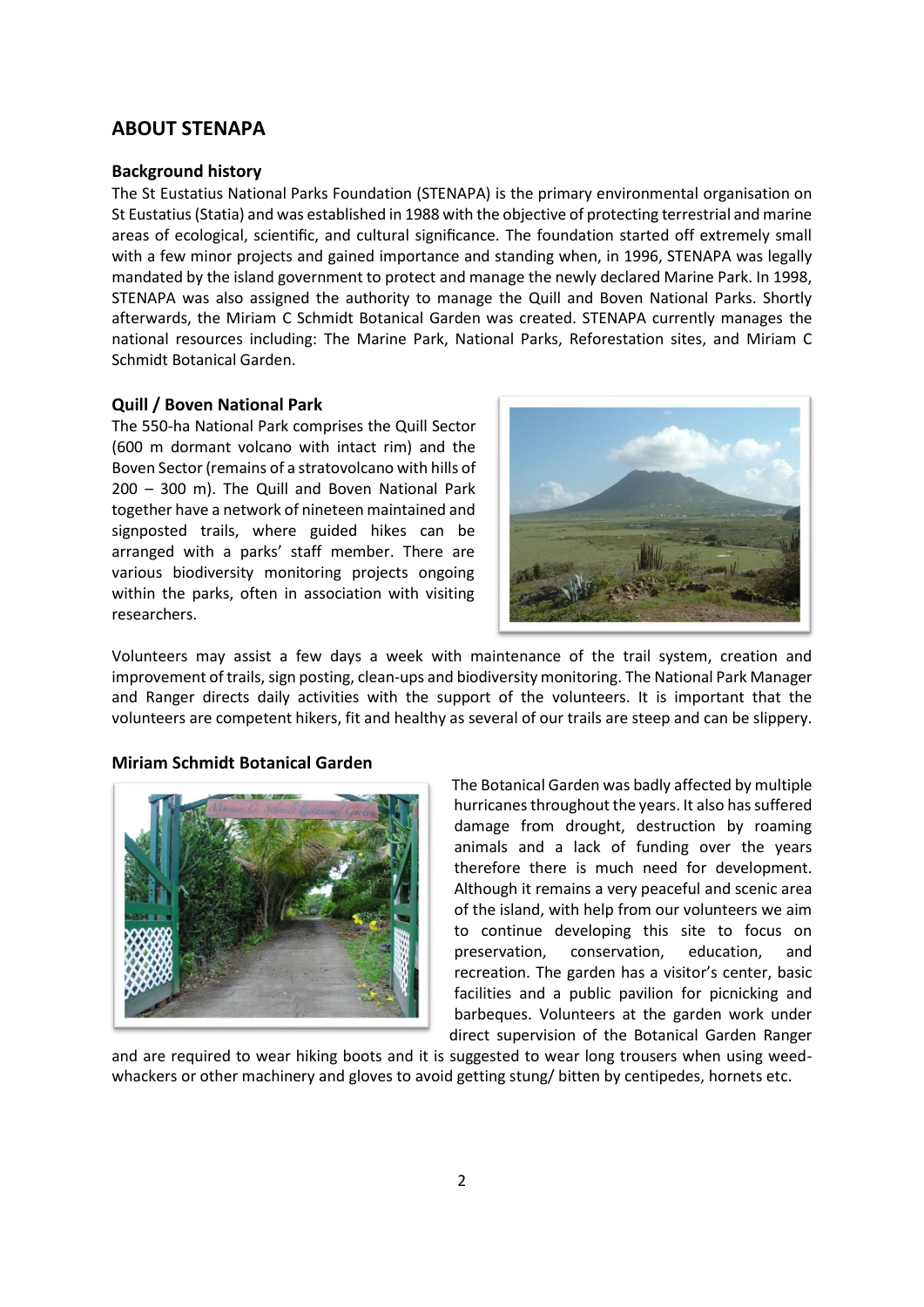## ABOUT STENAPA

### Background history

The St Eustatius National Parks Foundation (STENAPA) is the primary environmental organisation on St Eustatius (Statia) and was established in 1988 with the objective of protecting terrestrial and marine areas of ecological, scientific, and cultural significance. The foundation started off extremely small with a few minor projects and gained importance and standing when, in 1996, STENAPA was legally mandated by the island government to protect and manage the newly declared Marine Park. In 1998, STENAPA was also assigned the authority to manage the Quill and Boven National Parks. Shortly afterwards, the Miriam C Schmidt Botanical Garden was created. STENAPA currently manages the national resources including: The Marine Park, National Parks, Reforestation sites, and Miriam C Schmidt Botanical Garden.

### Quill / Boven National Park

The 550-ha National Park comprises the Quill Sector (600 m dormant volcano with intact rim) and the Boven Sector (remains of a stratovolcano with hills of 200 – 300 m). The Quill and Boven National Park together have a network of nineteen maintained and signposted trails, where guided hikes can be arranged with a parks' staff member. There are various biodiversity monitoring projects ongoing within the parks, often in association with visiting researchers.

Volunteers may assist a few days a week with maintenance of the trail system, creation and improvement of trails, sign posting, clean-ups and biodiversity monitoring. The National Park Manager and Ranger directs daily activities with the support of the volunteers. It is important that the volunteers are competent hikers, fit and healthy as several of our trails are steep and can be slippery.

### Miriam Schmidt Botanical Garden

The Botanical Garden was badly affected by multiple hurricanes throughout the years. It also has suffered damage from drought, destruction by roaming animals and a lack of funding over the years therefore there is much need for development. Although it remains a very peaceful and scenic area of the island, with help from our volunteers we aim to continue developing this site to focus on preservation, conservation, education, and recreation. The garden has a visitor's center, basic facilities and a public pavilion for picnicking and barbeques. Volunteers at the garden work under direct supervision of the Botanical Garden Ranger and are required to wear hiking boots and it is suggested to wear long trousers when using weed-whackers or other machinery and gloves to avoid getting stung/ bitten by centipedes, hornets etc.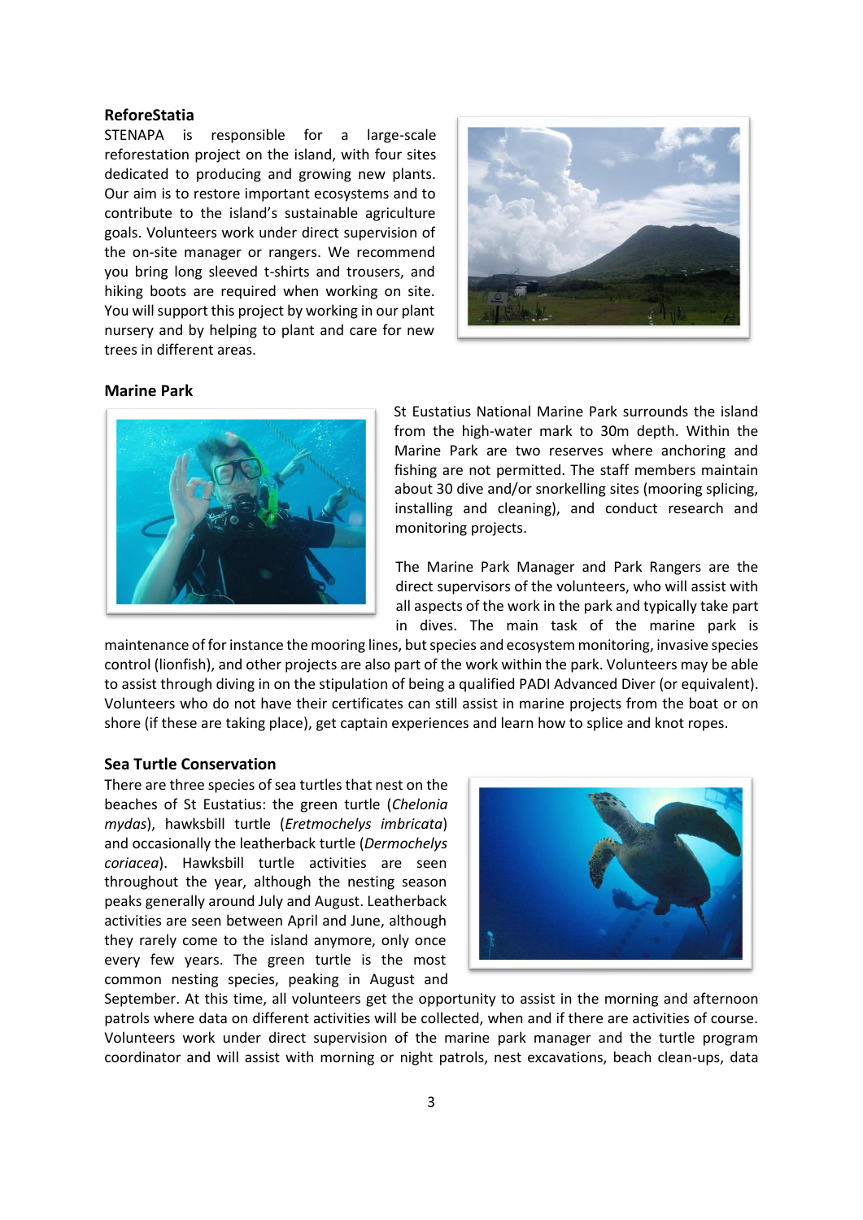**ReforeStatia**

STENAPA is responsible for a large-scale reforestation project on the island, with four sites dedicated to producing and growing new plants. Our aim is to restore important ecosystems and to contribute to the island's sustainable agriculture goals. Volunteers work under direct supervision of the on-site manager or rangers. We recommend you bring long sleeved t-shirts and trousers, and hiking boots are required when working on site. You will support this project by working in our plant nursery and by helping to plant and care for new trees in different areas.

**Marine Park**

St Eustatius National Marine Park surrounds the island from the high-water mark to 30m depth. Within the Marine Park are two reserves where anchoring and fishing are not permitted. The staff members maintain about 30 dive and/or snorkelling sites (mooring splicing, installing and cleaning), and conduct research and monitoring projects.

The Marine Park Manager and Park Rangers are the direct supervisors of the volunteers, who will assist with all aspects of the work in the park and typically take part in dives. The main task of the marine park is maintenance of for instance the mooring lines, but species and ecosystem monitoring, invasive species control (lionfish), and other projects are also part of the work within the park. Volunteers may be able to assist through diving in on the stipulation of being a qualified PADI Advanced Diver (or equivalent). Volunteers who do not have their certificates can still assist in marine projects from the boat or on shore (if these are taking place), get captain experiences and learn how to splice and knot ropes.

**Sea Turtle Conservation**

There are three species of sea turtles that nest on the beaches of St Eustatius: the green turtle (*Chelonia mydas*), hawksbill turtle (*Eretmochelys imbricata*) and occasionally the leatherback turtle (*Dermochelys coriacea*). Hawksbill turtle activities are seen throughout the year, although the nesting season peaks generally around July and August. Leatherback activities are seen between April and June, although they rarely come to the island anymore, only once every few years. The green turtle is the most common nesting species, peaking in August and September. At this time, all volunteers get the opportunity to assist in the morning and afternoon patrols where data on different activities will be collected, when and if there are activities of course. Volunteers work under direct supervision of the marine park manager and the turtle program coordinator and will assist with morning or night patrols, nest excavations, beach clean-ups, data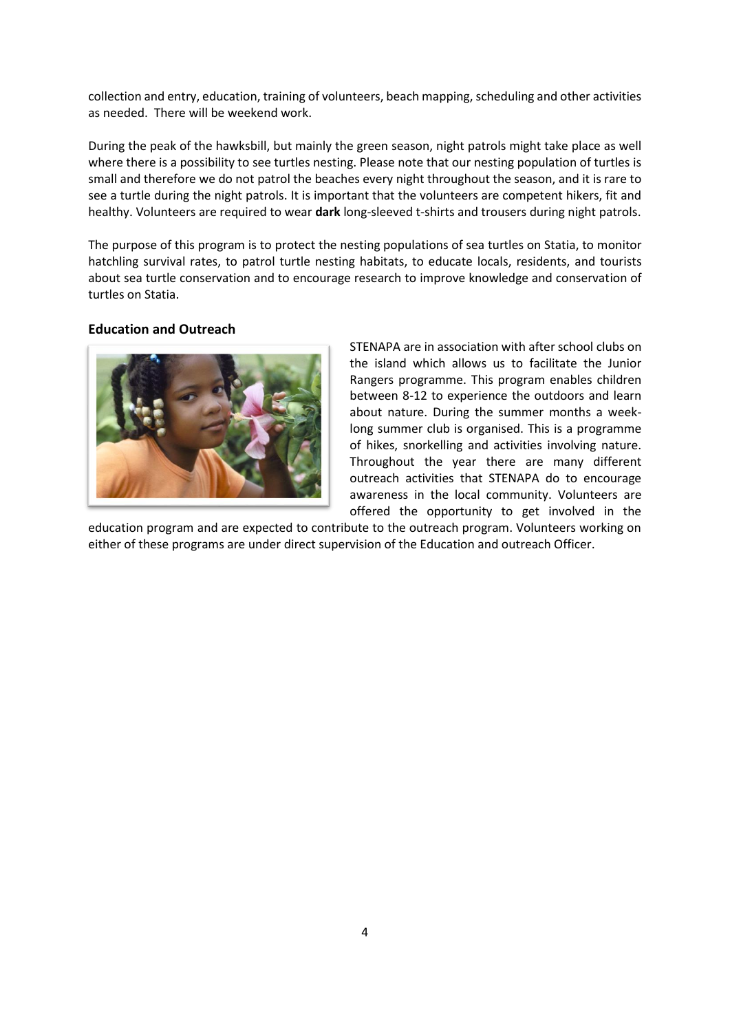collection and entry, education, training of volunteers, beach mapping, scheduling and other activities as needed. There will be weekend work.

During the peak of the hawksbill, but mainly the green season, night patrols might take place as well where there is a possibility to see turtles nesting. Please note that our nesting population of turtles is small and therefore we do not patrol the beaches every night throughout the season, and it is rare to see a turtle during the night patrols. It is important that the volunteers are competent hikers, fit and healthy. Volunteers are required to wear **dark** long-sleeved t-shirts and trousers during night patrols.

The purpose of this program is to protect the nesting populations of sea turtles on Statia, to monitor hatchling survival rates, to patrol turtle nesting habitats, to educate locals, residents, and tourists about sea turtle conservation and to encourage research to improve knowledge and conservation of turtles on Statia.

### Education and Outreach

STENAPA are in association with after school clubs on the island which allows us to facilitate the Junior Rangers programme. This program enables children between 8-12 to experience the outdoors and learn about nature. During the summer months a week-long summer club is organised. This is a programme of hikes, snorkelling and activities involving nature. Throughout the year there are many different outreach activities that STENAPA do to encourage awareness in the local community. Volunteers are offered the opportunity to get involved in the education program and are expected to contribute to the outreach program. Volunteers working on either of these programs are under direct supervision of the Education and outreach Officer.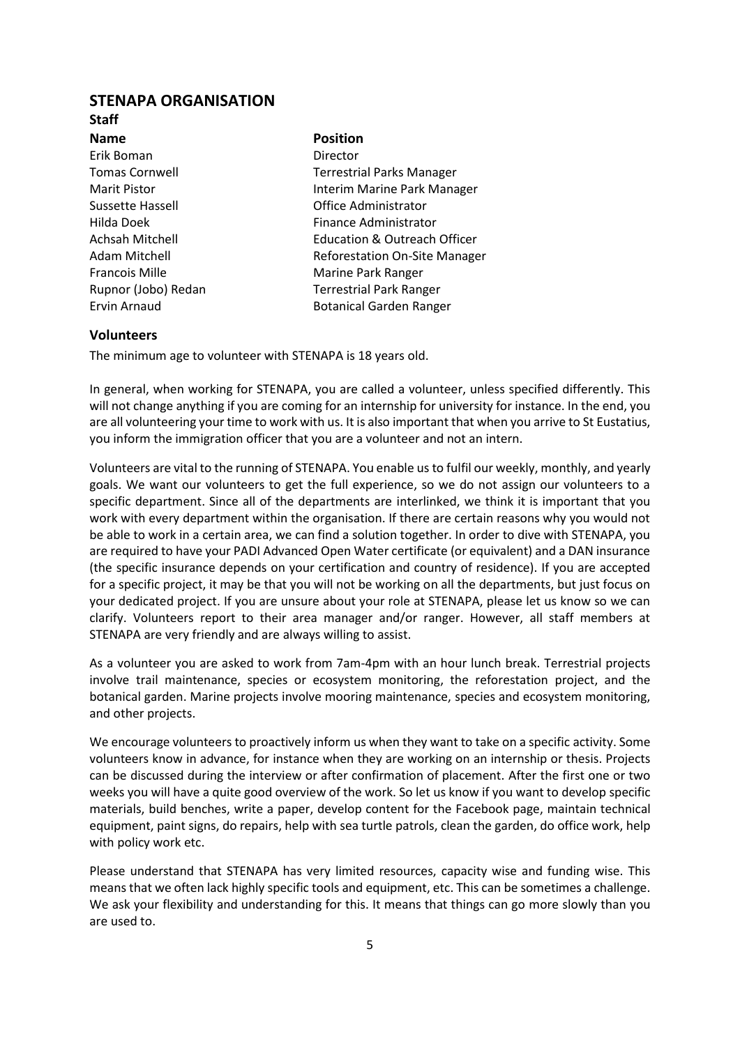## STENAPA ORGANISATION

### Staff

| Name | Position |
| --- | --- |
| Erik Boman | Director |
| Tomas Cornwell | Terrestrial Parks Manager |
| Marit Pistor | Interim Marine Park Manager |
| Sussette Hassell | Office Administrator |
| Hilda Doek | Finance Administrator |
| Achsah Mitchell | Education & Outreach Officer |
| Adam Mitchell | Reforestation On-Site Manager |
| Francois Mille | Marine Park Ranger |
| Rupnor (Jobo) Redan | Terrestrial Park Ranger |
| Ervin Arnaud | Botanical Garden Ranger |

### Volunteers

The minimum age to volunteer with STENAPA is 18 years old.

In general, when working for STENAPA, you are called a volunteer, unless specified differently. This will not change anything if you are coming for an internship for university for instance. In the end, you are all volunteering your time to work with us. It is also important that when you arrive to St Eustatius, you inform the immigration officer that you are a volunteer and not an intern.

Volunteers are vital to the running of STENAPA. You enable us to fulfil our weekly, monthly, and yearly goals. We want our volunteers to get the full experience, so we do not assign our volunteers to a specific department. Since all of the departments are interlinked, we think it is important that you work with every department within the organisation. If there are certain reasons why you would not be able to work in a certain area, we can find a solution together. In order to dive with STENAPA, you are required to have your PADI Advanced Open Water certificate (or equivalent) and a DAN insurance (the specific insurance depends on your certification and country of residence). If you are accepted for a specific project, it may be that you will not be working on all the departments, but just focus on your dedicated project. If you are unsure about your role at STENAPA, please let us know so we can clarify. Volunteers report to their area manager and/or ranger. However, all staff members at STENAPA are very friendly and are always willing to assist.

As a volunteer you are asked to work from 7am-4pm with an hour lunch break. Terrestrial projects involve trail maintenance, species or ecosystem monitoring, the reforestation project, and the botanical garden. Marine projects involve mooring maintenance, species and ecosystem monitoring, and other projects.

We encourage volunteers to proactively inform us when they want to take on a specific activity. Some volunteers know in advance, for instance when they are working on an internship or thesis. Projects can be discussed during the interview or after confirmation of placement. After the first one or two weeks you will have a quite good overview of the work. So let us know if you want to develop specific materials, build benches, write a paper, develop content for the Facebook page, maintain technical equipment, paint signs, do repairs, help with sea turtle patrols, clean the garden, do office work, help with policy work etc.

Please understand that STENAPA has very limited resources, capacity wise and funding wise. This means that we often lack highly specific tools and equipment, etc. This can be sometimes a challenge. We ask your flexibility and understanding for this. It means that things can go more slowly than you are used to.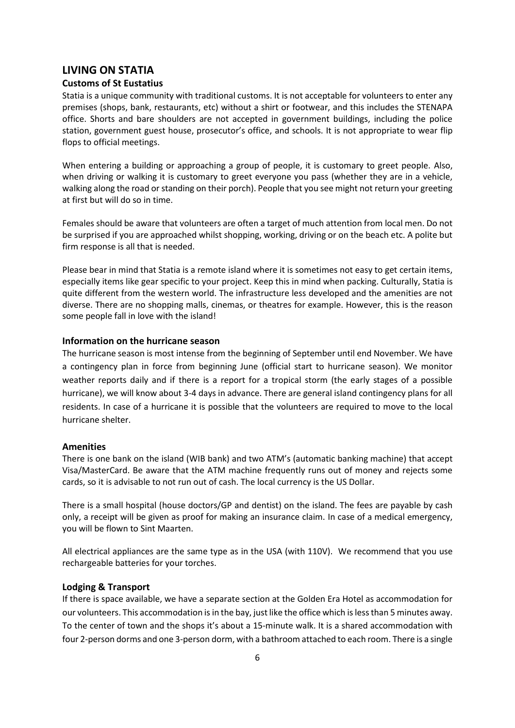## LIVING ON STATIA

### Customs of St Eustatius

Statia is a unique community with traditional customs. It is not acceptable for volunteers to enter any premises (shops, bank, restaurants, etc) without a shirt or footwear, and this includes the STENAPA office. Shorts and bare shoulders are not accepted in government buildings, including the police station, government guest house, prosecutor's office, and schools. It is not appropriate to wear flip flops to official meetings.

When entering a building or approaching a group of people, it is customary to greet people. Also, when driving or walking it is customary to greet everyone you pass (whether they are in a vehicle, walking along the road or standing on their porch). People that you see might not return your greeting at first but will do so in time.

Females should be aware that volunteers are often a target of much attention from local men. Do not be surprised if you are approached whilst shopping, working, driving or on the beach etc. A polite but firm response is all that is needed.

Please bear in mind that Statia is a remote island where it is sometimes not easy to get certain items, especially items like gear specific to your project. Keep this in mind when packing. Culturally, Statia is quite different from the western world. The infrastructure less developed and the amenities are not diverse. There are no shopping malls, cinemas, or theatres for example. However, this is the reason some people fall in love with the island!

### Information on the hurricane season

The hurricane season is most intense from the beginning of September until end November. We have a contingency plan in force from beginning June (official start to hurricane season). We monitor weather reports daily and if there is a report for a tropical storm (the early stages of a possible hurricane), we will know about 3-4 days in advance. There are general island contingency plans for all residents. In case of a hurricane it is possible that the volunteers are required to move to the local hurricane shelter.

### Amenities

There is one bank on the island (WIB bank) and two ATM's (automatic banking machine) that accept Visa/MasterCard. Be aware that the ATM machine frequently runs out of money and rejects some cards, so it is advisable to not run out of cash. The local currency is the US Dollar.

There is a small hospital (house doctors/GP and dentist) on the island. The fees are payable by cash only, a receipt will be given as proof for making an insurance claim. In case of a medical emergency, you will be flown to Sint Maarten.

All electrical appliances are the same type as in the USA (with 110V). We recommend that you use rechargeable batteries for your torches.

### Lodging & Transport

If there is space available, we have a separate section at the Golden Era Hotel as accommodation for our volunteers. This accommodation is in the bay, just like the office which is less than 5 minutes away. To the center of town and the shops it's about a 15-minute walk. It is a shared accommodation with four 2-person dorms and one 3-person dorm, with a bathroom attached to each room. There is a single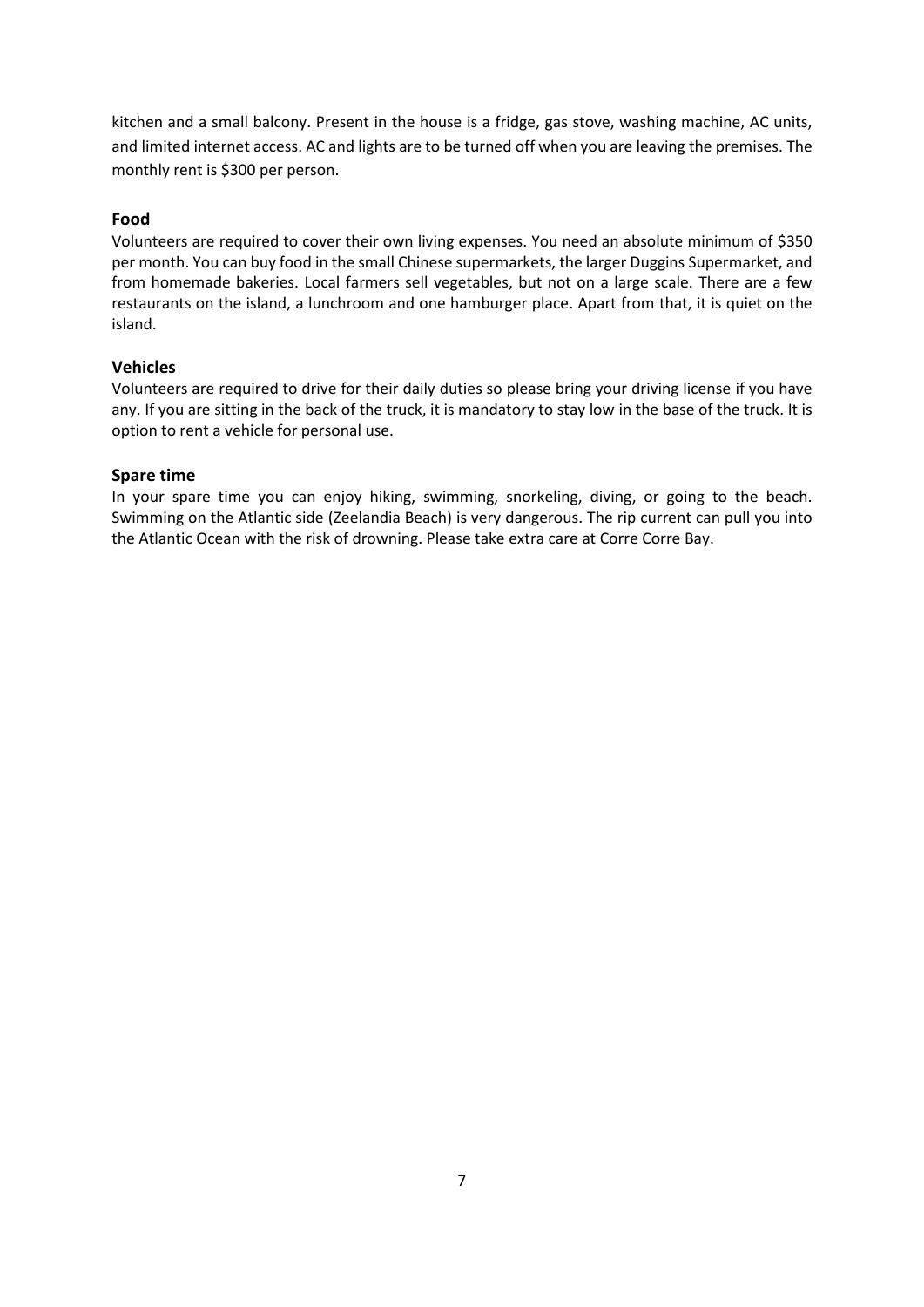kitchen and a small balcony. Present in the house is a fridge, gas stove, washing machine, AC units, and limited internet access. AC and lights are to be turned off when you are leaving the premises. The monthly rent is $300 per person.

### Food

Volunteers are required to cover their own living expenses. You need an absolute minimum of $350 per month. You can buy food in the small Chinese supermarkets, the larger Duggins Supermarket, and from homemade bakeries. Local farmers sell vegetables, but not on a large scale. There are a few restaurants on the island, a lunchroom and one hamburger place. Apart from that, it is quiet on the island.

### Vehicles

Volunteers are required to drive for their daily duties so please bring your driving license if you have any. If you are sitting in the back of the truck, it is mandatory to stay low in the base of the truck. It is option to rent a vehicle for personal use.

### Spare time

In your spare time you can enjoy hiking, swimming, snorkeling, diving, or going to the beach. Swimming on the Atlantic side (Zeelandia Beach) is very dangerous. The rip current can pull you into the Atlantic Ocean with the risk of drowning. Please take extra care at Corre Corre Bay.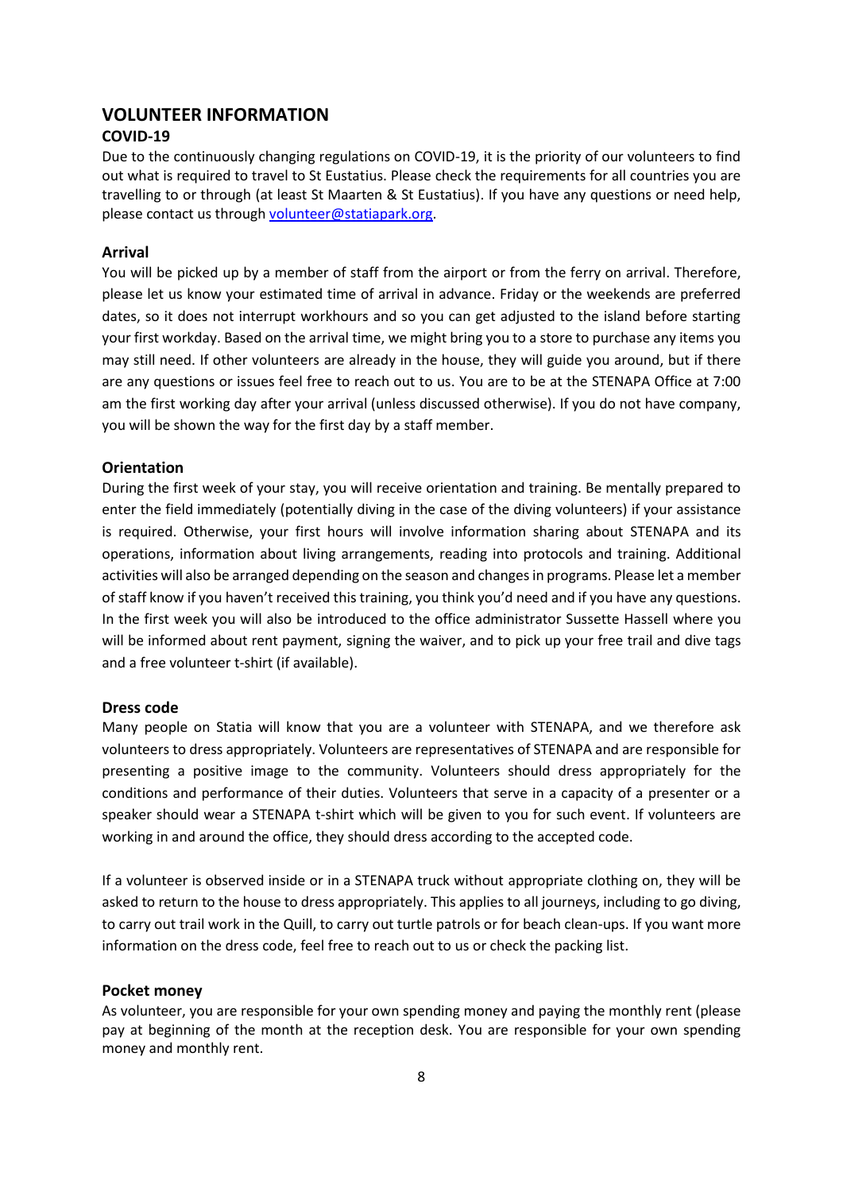# VOLUNTEER INFORMATION

## COVID-19

Due to the continuously changing regulations on COVID-19, it is the priority of our volunteers to find out what is required to travel to St Eustatius. Please check the requirements for all countries you are travelling to or through (at least St Maarten & St Eustatius). If you have any questions or need help, please contact us through volunteer@statiapark.org.

### Arrival

You will be picked up by a member of staff from the airport or from the ferry on arrival. Therefore, please let us know your estimated time of arrival in advance. Friday or the weekends are preferred dates, so it does not interrupt workhours and so you can get adjusted to the island before starting your first workday. Based on the arrival time, we might bring you to a store to purchase any items you may still need. If other volunteers are already in the house, they will guide you around, but if there are any questions or issues feel free to reach out to us. You are to be at the STENAPA Office at 7:00 am the first working day after your arrival (unless discussed otherwise). If you do not have company, you will be shown the way for the first day by a staff member.

### Orientation

During the first week of your stay, you will receive orientation and training. Be mentally prepared to enter the field immediately (potentially diving in the case of the diving volunteers) if your assistance is required. Otherwise, your first hours will involve information sharing about STENAPA and its operations, information about living arrangements, reading into protocols and training. Additional activities will also be arranged depending on the season and changes in programs. Please let a member of staff know if you haven't received this training, you think you'd need and if you have any questions. In the first week you will also be introduced to the office administrator Sussette Hassell where you will be informed about rent payment, signing the waiver, and to pick up your free trail and dive tags and a free volunteer t-shirt (if available).

### Dress code

Many people on Statia will know that you are a volunteer with STENAPA, and we therefore ask volunteers to dress appropriately. Volunteers are representatives of STENAPA and are responsible for presenting a positive image to the community. Volunteers should dress appropriately for the conditions and performance of their duties. Volunteers that serve in a capacity of a presenter or a speaker should wear a STENAPA t-shirt which will be given to you for such event. If volunteers are working in and around the office, they should dress according to the accepted code.

If a volunteer is observed inside or in a STENAPA truck without appropriate clothing on, they will be asked to return to the house to dress appropriately. This applies to all journeys, including to go diving, to carry out trail work in the Quill, to carry out turtle patrols or for beach clean-ups. If you want more information on the dress code, feel free to reach out to us or check the packing list.

### Pocket money

As volunteer, you are responsible for your own spending money and paying the monthly rent (please pay at beginning of the month at the reception desk. You are responsible for your own spending money and monthly rent.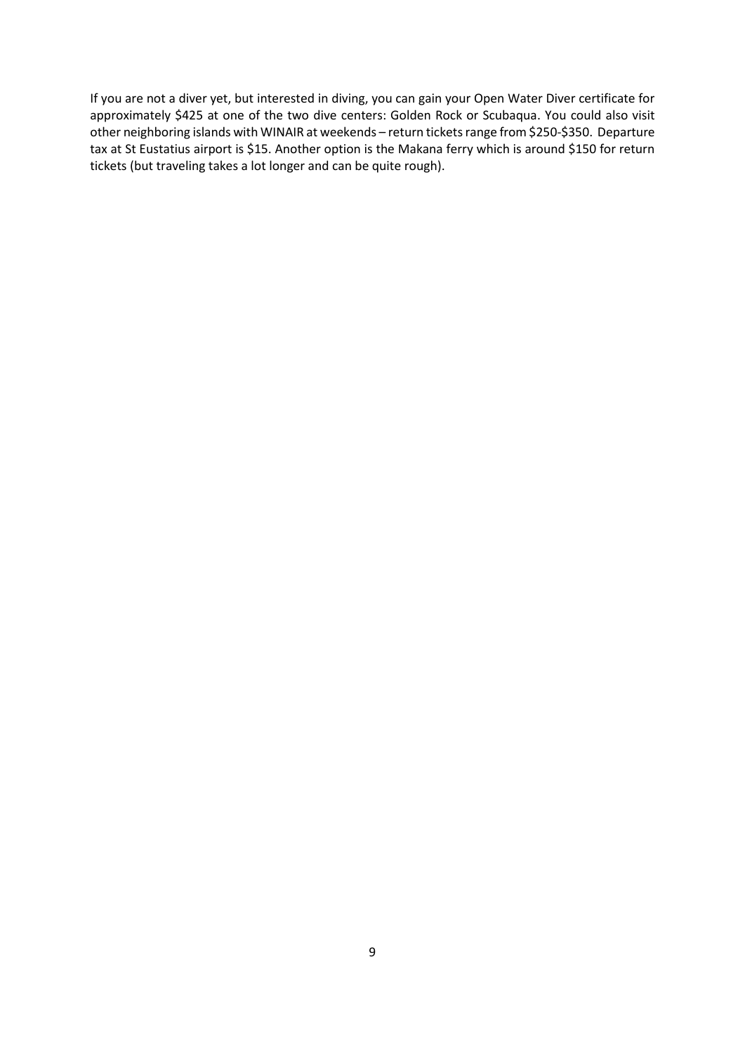If you are not a diver yet, but interested in diving, you can gain your Open Water Diver certificate for approximately $425 at one of the two dive centers: Golden Rock or Scubaqua. You could also visit other neighboring islands with WINAIR at weekends – return tickets range from $250-$350. Departure tax at St Eustatius airport is $15. Another option is the Makana ferry which is around $150 for return tickets (but traveling takes a lot longer and can be quite rough).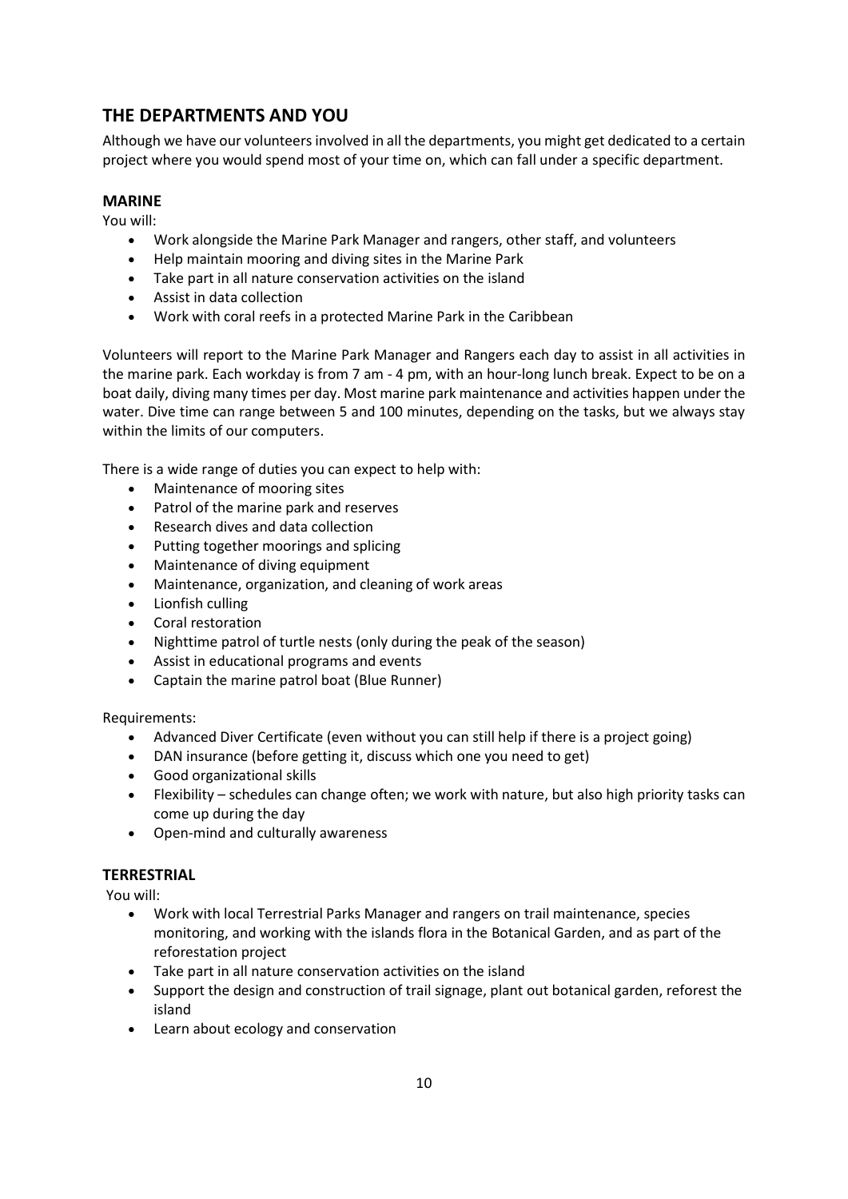## THE DEPARTMENTS AND YOU

Although we have our volunteers involved in all the departments, you might get dedicated to a certain project where you would spend most of your time on, which can fall under a specific department.

### MARINE

You will:

- Work alongside the Marine Park Manager and rangers, other staff, and volunteers
- Help maintain mooring and diving sites in the Marine Park
- Take part in all nature conservation activities on the island
- Assist in data collection
- Work with coral reefs in a protected Marine Park in the Caribbean

Volunteers will report to the Marine Park Manager and Rangers each day to assist in all activities in the marine park. Each workday is from 7 am - 4 pm, with an hour-long lunch break. Expect to be on a boat daily, diving many times per day. Most marine park maintenance and activities happen under the water. Dive time can range between 5 and 100 minutes, depending on the tasks, but we always stay within the limits of our computers.

There is a wide range of duties you can expect to help with:

- Maintenance of mooring sites
- Patrol of the marine park and reserves
- Research dives and data collection
- Putting together moorings and splicing
- Maintenance of diving equipment
- Maintenance, organization, and cleaning of work areas
- Lionfish culling
- Coral restoration
- Nighttime patrol of turtle nests (only during the peak of the season)
- Assist in educational programs and events
- Captain the marine patrol boat (Blue Runner)

Requirements:

- Advanced Diver Certificate (even without you can still help if there is a project going)
- DAN insurance (before getting it, discuss which one you need to get)
- Good organizational skills
- Flexibility – schedules can change often; we work with nature, but also high priority tasks can come up during the day
- Open-mind and culturally awareness

### TERRESTRIAL

You will:

- Work with local Terrestrial Parks Manager and rangers on trail maintenance, species monitoring, and working with the islands flora in the Botanical Garden, and as part of the reforestation project
- Take part in all nature conservation activities on the island
- Support the design and construction of trail signage, plant out botanical garden, reforest the island
- Learn about ecology and conservation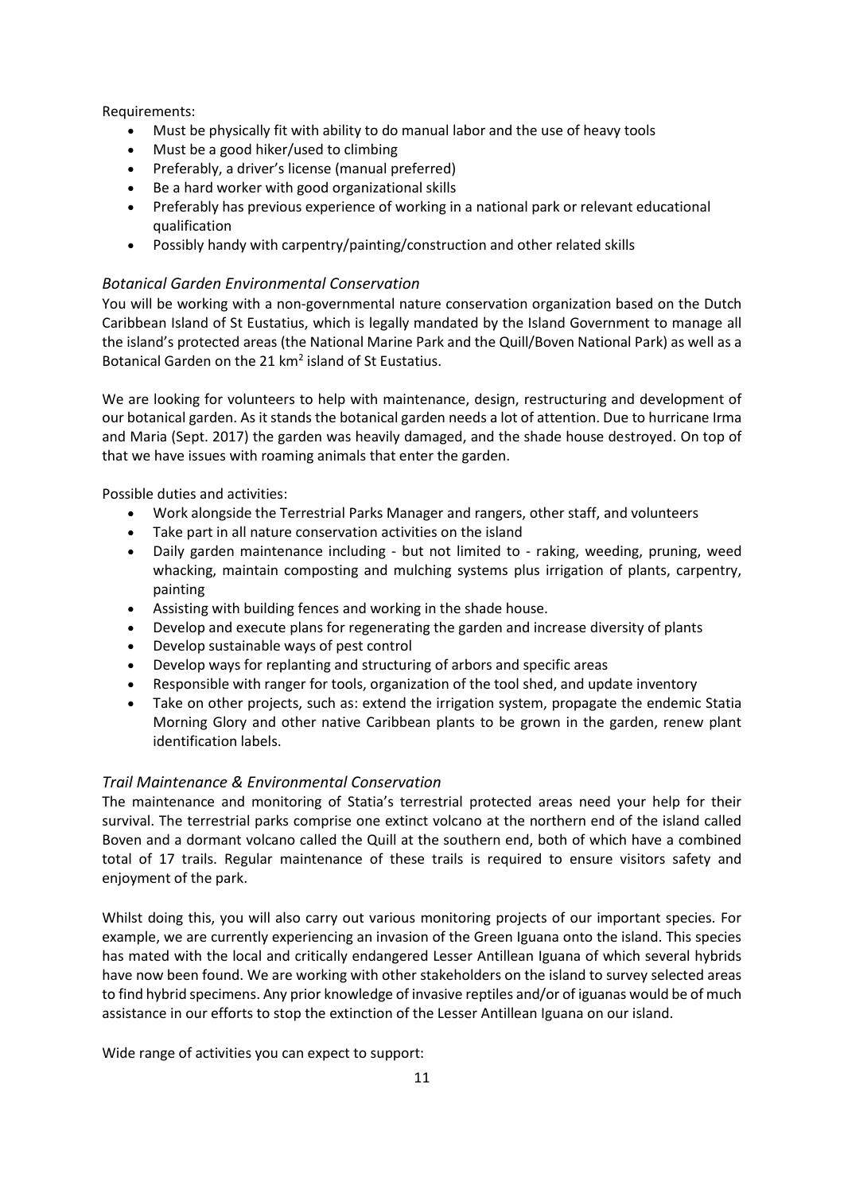Requirements:

- Must be physically fit with ability to do manual labor and the use of heavy tools
- Must be a good hiker/used to climbing
- Preferably, a driver's license (manual preferred)
- Be a hard worker with good organizational skills
- Preferably has previous experience of working in a national park or relevant educational qualification
- Possibly handy with carpentry/painting/construction and other related skills

### *Botanical Garden Environmental Conservation*

You will be working with a non-governmental nature conservation organization based on the Dutch Caribbean Island of St Eustatius, which is legally mandated by the Island Government to manage all the island's protected areas (the National Marine Park and the Quill/Boven National Park) as well as a Botanical Garden on the 21 km$^2$ island of St Eustatius.

We are looking for volunteers to help with maintenance, design, restructuring and development of our botanical garden. As it stands the botanical garden needs a lot of attention. Due to hurricane Irma and Maria (Sept. 2017) the garden was heavily damaged, and the shade house destroyed. On top of that we have issues with roaming animals that enter the garden.

Possible duties and activities:

- Work alongside the Terrestrial Parks Manager and rangers, other staff, and volunteers
- Take part in all nature conservation activities on the island
- Daily garden maintenance including - but not limited to - raking, weeding, pruning, weed whacking, maintain composting and mulching systems plus irrigation of plants, carpentry, painting
- Assisting with building fences and working in the shade house.
- Develop and execute plans for regenerating the garden and increase diversity of plants
- Develop sustainable ways of pest control
- Develop ways for replanting and structuring of arbors and specific areas
- Responsible with ranger for tools, organization of the tool shed, and update inventory
- Take on other projects, such as: extend the irrigation system, propagate the endemic Statia Morning Glory and other native Caribbean plants to be grown in the garden, renew plant identification labels.

### *Trail Maintenance & Environmental Conservation*

The maintenance and monitoring of Statia's terrestrial protected areas need your help for their survival. The terrestrial parks comprise one extinct volcano at the northern end of the island called Boven and a dormant volcano called the Quill at the southern end, both of which have a combined total of 17 trails. Regular maintenance of these trails is required to ensure visitors safety and enjoyment of the park.

Whilst doing this, you will also carry out various monitoring projects of our important species. For example, we are currently experiencing an invasion of the Green Iguana onto the island. This species has mated with the local and critically endangered Lesser Antillean Iguana of which several hybrids have now been found. We are working with other stakeholders on the island to survey selected areas to find hybrid specimens. Any prior knowledge of invasive reptiles and/or of iguanas would be of much assistance in our efforts to stop the extinction of the Lesser Antillean Iguana on our island.

Wide range of activities you can expect to support: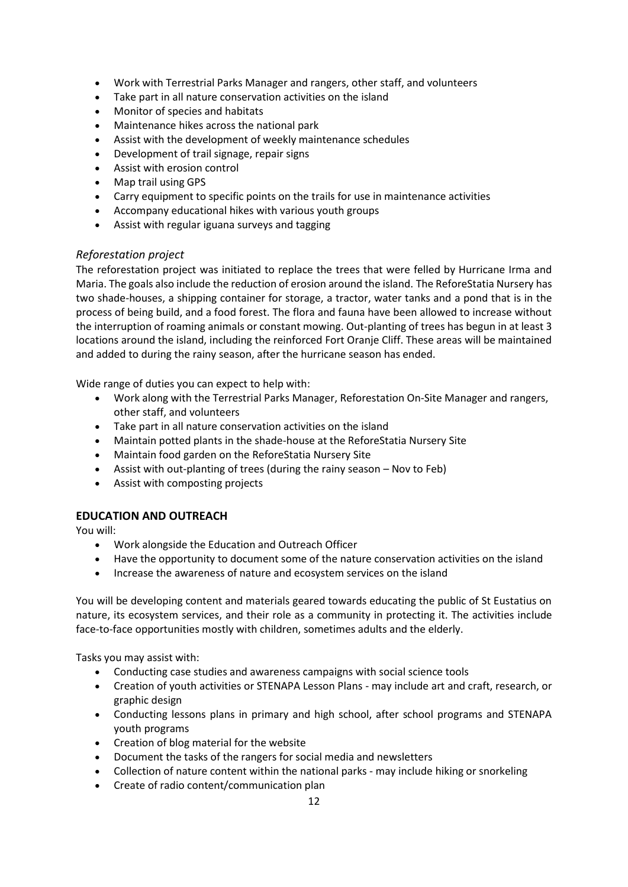- Work with Terrestrial Parks Manager and rangers, other staff, and volunteers
- Take part in all nature conservation activities on the island
- Monitor of species and habitats
- Maintenance hikes across the national park
- Assist with the development of weekly maintenance schedules
- Development of trail signage, repair signs
- Assist with erosion control
- Map trail using GPS
- Carry equipment to specific points on the trails for use in maintenance activities
- Accompany educational hikes with various youth groups
- Assist with regular iguana surveys and tagging

### *Reforestation project*

The reforestation project was initiated to replace the trees that were felled by Hurricane Irma and Maria. The goals also include the reduction of erosion around the island. The ReforeStatia Nursery has two shade-houses, a shipping container for storage, a tractor, water tanks and a pond that is in the process of being build, and a food forest. The flora and fauna have been allowed to increase without the interruption of roaming animals or constant mowing. Out-planting of trees has begun in at least 3 locations around the island, including the reinforced Fort Oranje Cliff. These areas will be maintained and added to during the rainy season, after the hurricane season has ended.

Wide range of duties you can expect to help with:

- Work along with the Terrestrial Parks Manager, Reforestation On-Site Manager and rangers, other staff, and volunteers
- Take part in all nature conservation activities on the island
- Maintain potted plants in the shade-house at the ReforeStatia Nursery Site
- Maintain food garden on the ReforeStatia Nursery Site
- Assist with out-planting of trees (during the rainy season – Nov to Feb)
- Assist with composting projects

## EDUCATION AND OUTREACH

You will:

- Work alongside the Education and Outreach Officer
- Have the opportunity to document some of the nature conservation activities on the island
- Increase the awareness of nature and ecosystem services on the island

You will be developing content and materials geared towards educating the public of St Eustatius on nature, its ecosystem services, and their role as a community in protecting it. The activities include face-to-face opportunities mostly with children, sometimes adults and the elderly.

Tasks you may assist with:

- Conducting case studies and awareness campaigns with social science tools
- Creation of youth activities or STENAPA Lesson Plans - may include art and craft, research, or graphic design
- Conducting lessons plans in primary and high school, after school programs and STENAPA youth programs
- Creation of blog material for the website
- Document the tasks of the rangers for social media and newsletters
- Collection of nature content within the national parks - may include hiking or snorkeling
- Create of radio content/communication plan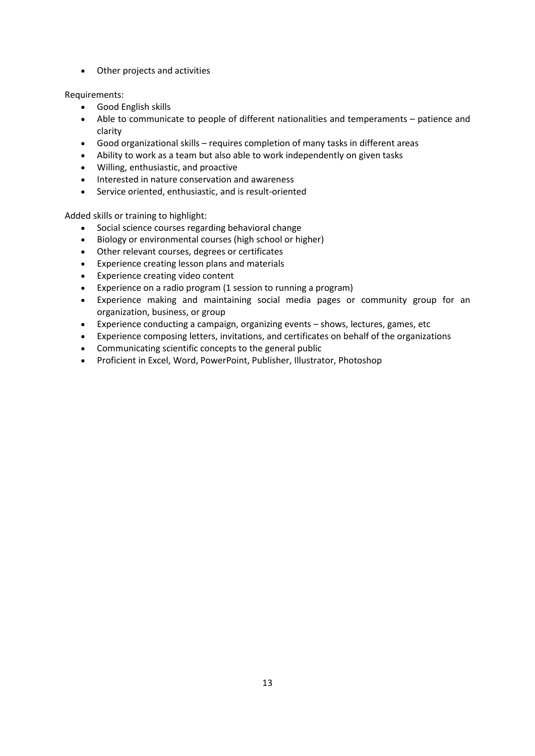- Other projects and activities

Requirements:

- Good English skills
- Able to communicate to people of different nationalities and temperaments – patience and clarity
- Good organizational skills – requires completion of many tasks in different areas
- Ability to work as a team but also able to work independently on given tasks
- Willing, enthusiastic, and proactive
- Interested in nature conservation and awareness
- Service oriented, enthusiastic, and is result-oriented

Added skills or training to highlight:

- Social science courses regarding behavioral change
- Biology or environmental courses (high school or higher)
- Other relevant courses, degrees or certificates
- Experience creating lesson plans and materials
- Experience creating video content
- Experience on a radio program (1 session to running a program)
- Experience making and maintaining social media pages or community group for an organization, business, or group
- Experience conducting a campaign, organizing events – shows, lectures, games, etc
- Experience composing letters, invitations, and certificates on behalf of the organizations
- Communicating scientific concepts to the general public
- Proficient in Excel, Word, PowerPoint, Publisher, Illustrator, Photoshop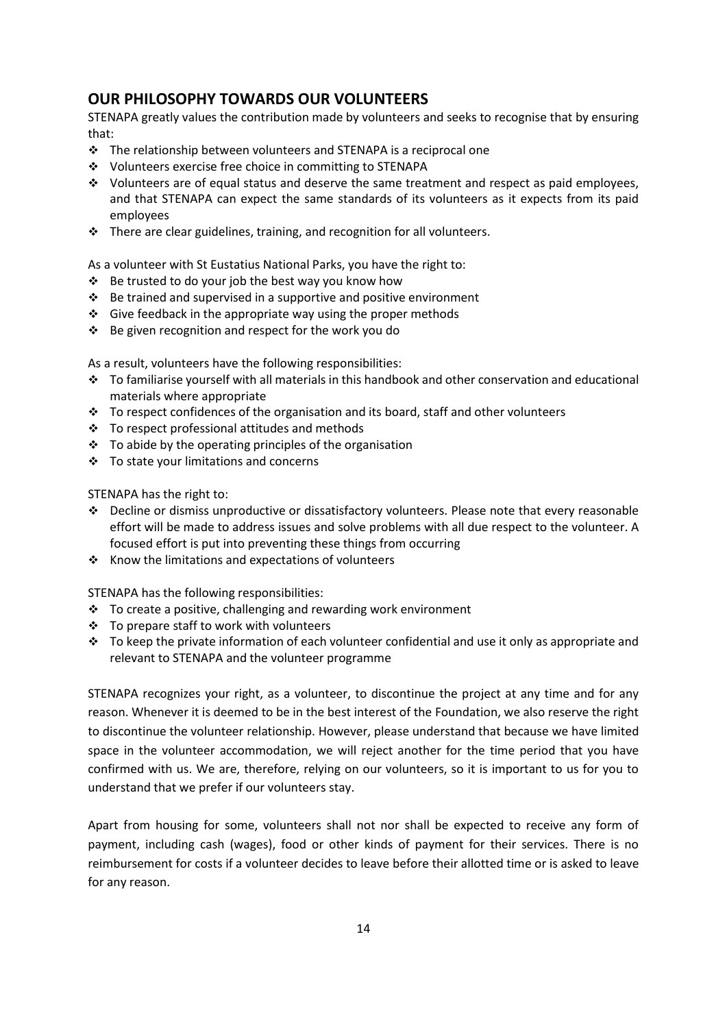## OUR PHILOSOPHY TOWARDS OUR VOLUNTEERS

STENAPA greatly values the contribution made by volunteers and seeks to recognise that by ensuring that:

- The relationship between volunteers and STENAPA is a reciprocal one
- Volunteers exercise free choice in committing to STENAPA
- Volunteers are of equal status and deserve the same treatment and respect as paid employees, and that STENAPA can expect the same standards of its volunteers as it expects from its paid employees
- There are clear guidelines, training, and recognition for all volunteers.

As a volunteer with St Eustatius National Parks, you have the right to:

- Be trusted to do your job the best way you know how
- Be trained and supervised in a supportive and positive environment
- Give feedback in the appropriate way using the proper methods
- Be given recognition and respect for the work you do

As a result, volunteers have the following responsibilities:

- To familiarise yourself with all materials in this handbook and other conservation and educational materials where appropriate
- To respect confidences of the organisation and its board, staff and other volunteers
- To respect professional attitudes and methods
- To abide by the operating principles of the organisation
- To state your limitations and concerns

STENAPA has the right to:

- Decline or dismiss unproductive or dissatisfactory volunteers. Please note that every reasonable effort will be made to address issues and solve problems with all due respect to the volunteer. A focused effort is put into preventing these things from occurring
- Know the limitations and expectations of volunteers

STENAPA has the following responsibilities:

- To create a positive, challenging and rewarding work environment
- To prepare staff to work with volunteers
- To keep the private information of each volunteer confidential and use it only as appropriate and relevant to STENAPA and the volunteer programme

STENAPA recognizes your right, as a volunteer, to discontinue the project at any time and for any reason. Whenever it is deemed to be in the best interest of the Foundation, we also reserve the right to discontinue the volunteer relationship. However, please understand that because we have limited space in the volunteer accommodation, we will reject another for the time period that you have confirmed with us. We are, therefore, relying on our volunteers, so it is important to us for you to understand that we prefer if our volunteers stay.

Apart from housing for some, volunteers shall not nor shall be expected to receive any form of payment, including cash (wages), food or other kinds of payment for their services. There is no reimbursement for costs if a volunteer decides to leave before their allotted time or is asked to leave for any reason.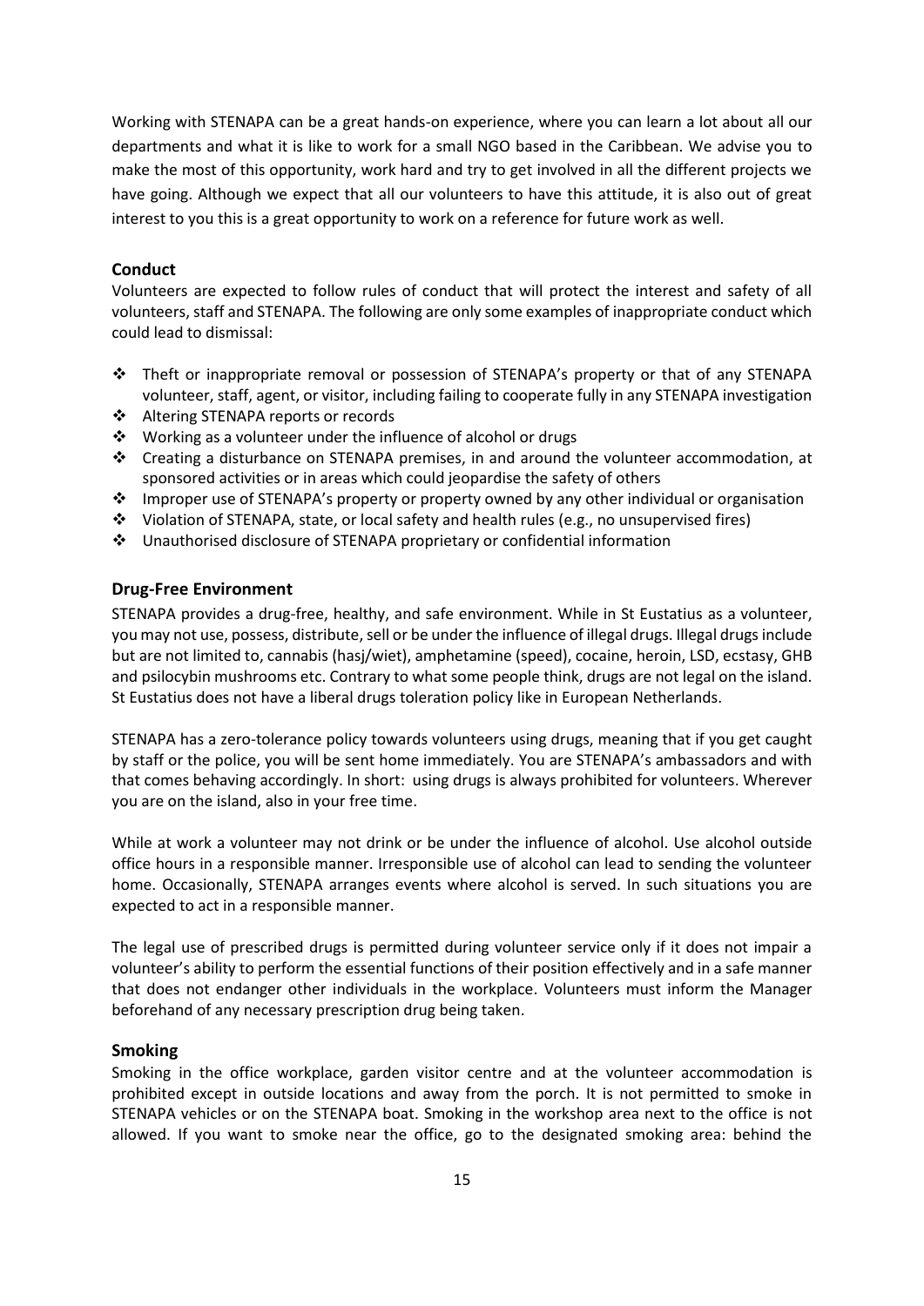Working with STENAPA can be a great hands-on experience, where you can learn a lot about all our departments and what it is like to work for a small NGO based in the Caribbean. We advise you to make the most of this opportunity, work hard and try to get involved in all the different projects we have going. Although we expect that all our volunteers to have this attitude, it is also out of great interest to you this is a great opportunity to work on a reference for future work as well.

### Conduct

Volunteers are expected to follow rules of conduct that will protect the interest and safety of all volunteers, staff and STENAPA. The following are only some examples of inappropriate conduct which could lead to dismissal:

- Theft or inappropriate removal or possession of STENAPA's property or that of any STENAPA volunteer, staff, agent, or visitor, including failing to cooperate fully in any STENAPA investigation
- Altering STENAPA reports or records
- Working as a volunteer under the influence of alcohol or drugs
- Creating a disturbance on STENAPA premises, in and around the volunteer accommodation, at sponsored activities or in areas which could jeopardise the safety of others
- Improper use of STENAPA's property or property owned by any other individual or organisation
- Violation of STENAPA, state, or local safety and health rules (e.g., no unsupervised fires)
- Unauthorised disclosure of STENAPA proprietary or confidential information

### Drug-Free Environment

STENAPA provides a drug-free, healthy, and safe environment. While in St Eustatius as a volunteer, you may not use, possess, distribute, sell or be under the influence of illegal drugs. Illegal drugs include but are not limited to, cannabis (hasj/wiet), amphetamine (speed), cocaine, heroin, LSD, ecstasy, GHB and psilocybin mushrooms etc. Contrary to what some people think, drugs are not legal on the island. St Eustatius does not have a liberal drugs toleration policy like in European Netherlands.

STENAPA has a zero-tolerance policy towards volunteers using drugs, meaning that if you get caught by staff or the police, you will be sent home immediately. You are STENAPA's ambassadors and with that comes behaving accordingly. In short: using drugs is always prohibited for volunteers. Wherever you are on the island, also in your free time.

While at work a volunteer may not drink or be under the influence of alcohol. Use alcohol outside office hours in a responsible manner. Irresponsible use of alcohol can lead to sending the volunteer home. Occasionally, STENAPA arranges events where alcohol is served. In such situations you are expected to act in a responsible manner.

The legal use of prescribed drugs is permitted during volunteer service only if it does not impair a volunteer's ability to perform the essential functions of their position effectively and in a safe manner that does not endanger other individuals in the workplace. Volunteers must inform the Manager beforehand of any necessary prescription drug being taken.

### Smoking

Smoking in the office workplace, garden visitor centre and at the volunteer accommodation is prohibited except in outside locations and away from the porch. It is not permitted to smoke in STENAPA vehicles or on the STENAPA boat. Smoking in the workshop area next to the office is not allowed. If you want to smoke near the office, go to the designated smoking area: behind the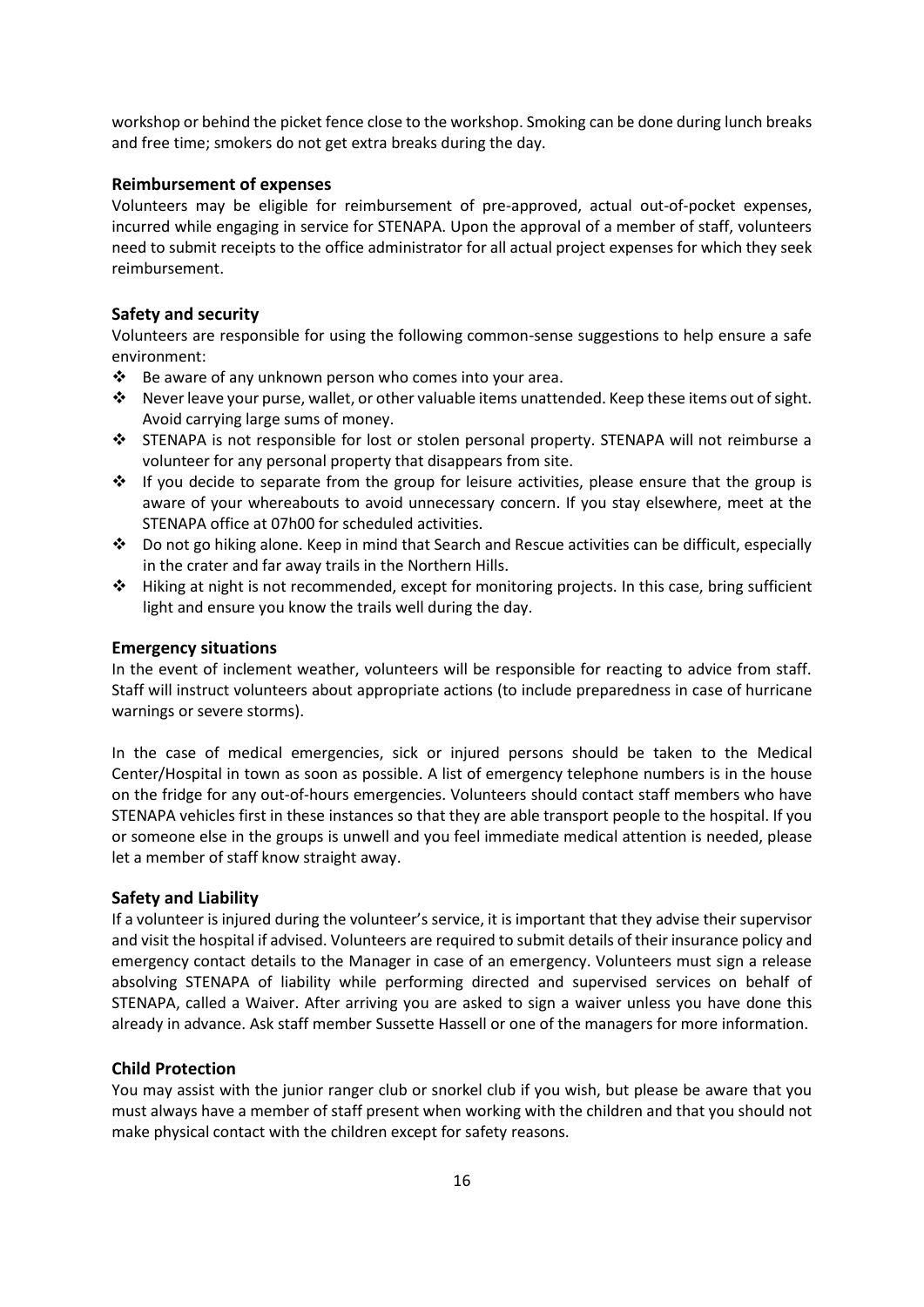workshop or behind the picket fence close to the workshop. Smoking can be done during lunch breaks and free time; smokers do not get extra breaks during the day.

### Reimbursement of expenses

Volunteers may be eligible for reimbursement of pre-approved, actual out-of-pocket expenses, incurred while engaging in service for STENAPA. Upon the approval of a member of staff, volunteers need to submit receipts to the office administrator for all actual project expenses for which they seek reimbursement.

### Safety and security

Volunteers are responsible for using the following common-sense suggestions to help ensure a safe environment:

- Be aware of any unknown person who comes into your area.
- Never leave your purse, wallet, or other valuable items unattended. Keep these items out of sight. Avoid carrying large sums of money.
- STENAPA is not responsible for lost or stolen personal property. STENAPA will not reimburse a volunteer for any personal property that disappears from site.
- If you decide to separate from the group for leisure activities, please ensure that the group is aware of your whereabouts to avoid unnecessary concern. If you stay elsewhere, meet at the STENAPA office at 07h00 for scheduled activities.
- Do not go hiking alone. Keep in mind that Search and Rescue activities can be difficult, especially in the crater and far away trails in the Northern Hills.
- Hiking at night is not recommended, except for monitoring projects. In this case, bring sufficient light and ensure you know the trails well during the day.

### Emergency situations

In the event of inclement weather, volunteers will be responsible for reacting to advice from staff. Staff will instruct volunteers about appropriate actions (to include preparedness in case of hurricane warnings or severe storms).

In the case of medical emergencies, sick or injured persons should be taken to the Medical Center/Hospital in town as soon as possible. A list of emergency telephone numbers is in the house on the fridge for any out-of-hours emergencies. Volunteers should contact staff members who have STENAPA vehicles first in these instances so that they are able transport people to the hospital. If you or someone else in the groups is unwell and you feel immediate medical attention is needed, please let a member of staff know straight away.

### Safety and Liability

If a volunteer is injured during the volunteer's service, it is important that they advise their supervisor and visit the hospital if advised. Volunteers are required to submit details of their insurance policy and emergency contact details to the Manager in case of an emergency. Volunteers must sign a release absolving STENAPA of liability while performing directed and supervised services on behalf of STENAPA, called a Waiver. After arriving you are asked to sign a waiver unless you have done this already in advance. Ask staff member Sussette Hassell or one of the managers for more information.

### Child Protection

You may assist with the junior ranger club or snorkel club if you wish, but please be aware that you must always have a member of staff present when working with the children and that you should not make physical contact with the children except for safety reasons.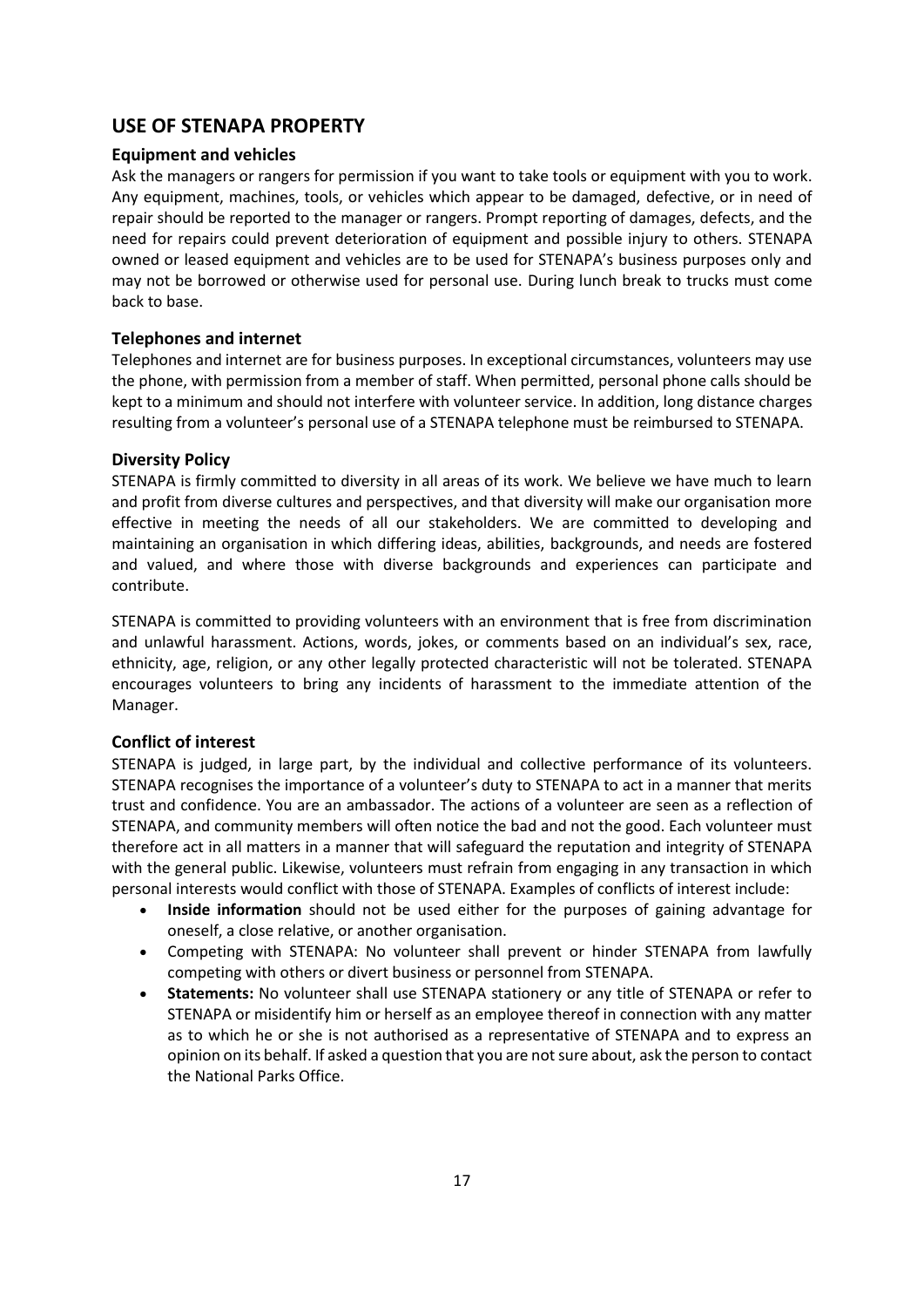## USE OF STENAPA PROPERTY

### Equipment and vehicles

Ask the managers or rangers for permission if you want to take tools or equipment with you to work. Any equipment, machines, tools, or vehicles which appear to be damaged, defective, or in need of repair should be reported to the manager or rangers. Prompt reporting of damages, defects, and the need for repairs could prevent deterioration of equipment and possible injury to others. STENAPA owned or leased equipment and vehicles are to be used for STENAPA's business purposes only and may not be borrowed or otherwise used for personal use. During lunch break to trucks must come back to base.

### Telephones and internet

Telephones and internet are for business purposes. In exceptional circumstances, volunteers may use the phone, with permission from a member of staff. When permitted, personal phone calls should be kept to a minimum and should not interfere with volunteer service. In addition, long distance charges resulting from a volunteer's personal use of a STENAPA telephone must be reimbursed to STENAPA.

### Diversity Policy

STENAPA is firmly committed to diversity in all areas of its work. We believe we have much to learn and profit from diverse cultures and perspectives, and that diversity will make our organisation more effective in meeting the needs of all our stakeholders. We are committed to developing and maintaining an organisation in which differing ideas, abilities, backgrounds, and needs are fostered and valued, and where those with diverse backgrounds and experiences can participate and contribute.

STENAPA is committed to providing volunteers with an environment that is free from discrimination and unlawful harassment. Actions, words, jokes, or comments based on an individual's sex, race, ethnicity, age, religion, or any other legally protected characteristic will not be tolerated. STENAPA encourages volunteers to bring any incidents of harassment to the immediate attention of the Manager.

### Conflict of interest

STENAPA is judged, in large part, by the individual and collective performance of its volunteers. STENAPA recognises the importance of a volunteer's duty to STENAPA to act in a manner that merits trust and confidence. You are an ambassador. The actions of a volunteer are seen as a reflection of STENAPA, and community members will often notice the bad and not the good. Each volunteer must therefore act in all matters in a manner that will safeguard the reputation and integrity of STENAPA with the general public. Likewise, volunteers must refrain from engaging in any transaction in which personal interests would conflict with those of STENAPA. Examples of conflicts of interest include:

- **Inside information** should not be used either for the purposes of gaining advantage for oneself, a close relative, or another organisation.
- Competing with STENAPA: No volunteer shall prevent or hinder STENAPA from lawfully competing with others or divert business or personnel from STENAPA.
- **Statements:** No volunteer shall use STENAPA stationery or any title of STENAPA or refer to STENAPA or misidentify him or herself as an employee thereof in connection with any matter as to which he or she is not authorised as a representative of STENAPA and to express an opinion on its behalf. If asked a question that you are not sure about, ask the person to contact the National Parks Office.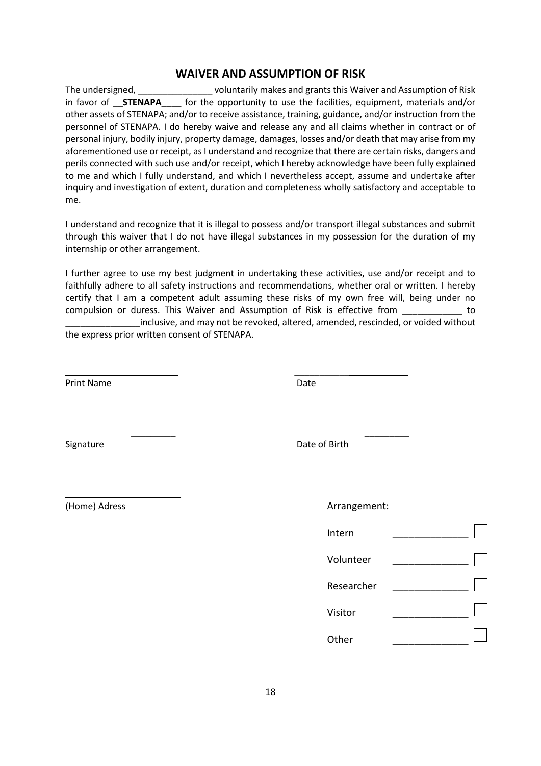## WAIVER AND ASSUMPTION OF RISK

The undersigned, _______________ voluntarily makes and grants this Waiver and Assumption of Risk in favor of __**STENAPA**____ for the opportunity to use the facilities, equipment, materials and/or other assets of STENAPA; and/or to receive assistance, training, guidance, and/or instruction from the personnel of STENAPA. I do hereby waive and release any and all claims whether in contract or of personal injury, bodily injury, property damage, damages, losses and/or death that may arise from my aforementioned use or receipt, as I understand and recognize that there are certain risks, dangers and perils connected with such use and/or receipt, which I hereby acknowledge have been fully explained to me and which I fully understand, and which I nevertheless accept, assume and undertake after inquiry and investigation of extent, duration and completeness wholly satisfactory and acceptable to me.

I understand and recognize that it is illegal to possess and/or transport illegal substances and submit through this waiver that I do not have illegal substances in my possession for the duration of my internship or other arrangement.

I further agree to use my best judgment in undertaking these activities, use and/or receipt and to faithfully adhere to all safety instructions and recommendations, whether oral or written. I hereby certify that I am a competent adult assuming these risks of my own free will, being under no compulsion or duress. This Waiver and Assumption of Risk is effective from ____________ to _______________inclusive, and may not be revoked, altered, amended, rescinded, or voided without the express prior written consent of STENAPA.

______________________ ______________________

Print Name Date

______________________ ______________________

Signature Date of Birth

______________________

(Home) Adress

Arrangement:

Intern ______________ ☐

Volunteer ______________ ☐

Researcher ______________ ☐

Visitor ______________ ☐

Other ______________ ☐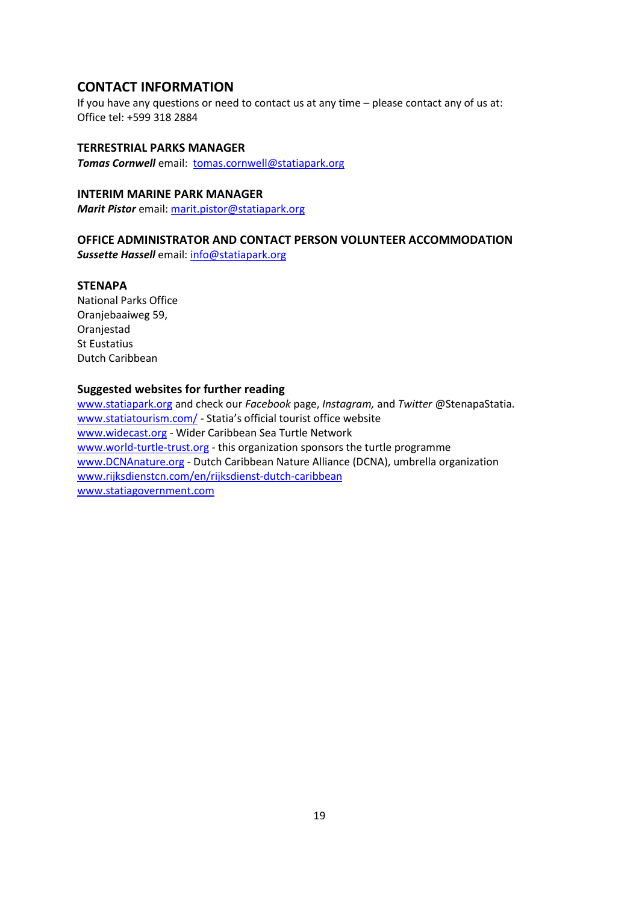## CONTACT INFORMATION

If you have any questions or need to contact us at any time – please contact any of us at:
Office tel: +599 318 2884

### TERRESTRIAL PARKS MANAGER

***Tomas Cornwell*** email: tomas.cornwell@statiapark.org

### INTERIM MARINE PARK MANAGER

***Marit Pistor*** email: marit.pistor@statiapark.org

### OFFICE ADMINISTRATOR AND CONTACT PERSON VOLUNTEER ACCOMMODATION

***Sussette Hassell*** email: info@statiapark.org

### STENAPA

National Parks Office
Oranjebaaiweg 59,
Oranjestad
St Eustatius
Dutch Caribbean

### Suggested websites for further reading

www.statiapark.org and check our *Facebook* page, *Instagram,* and *Twitter* @StenapaStatia.
www.statiatourism.com/ - Statia's official tourist office website
www.widecast.org - Wider Caribbean Sea Turtle Network
www.world-turtle-trust.org - this organization sponsors the turtle programme
www.DCNAnature.org - Dutch Caribbean Nature Alliance (DCNA), umbrella organization
www.rijksdienstcn.com/en/rijksdienst-dutch-caribbean
www.statiagovernment.com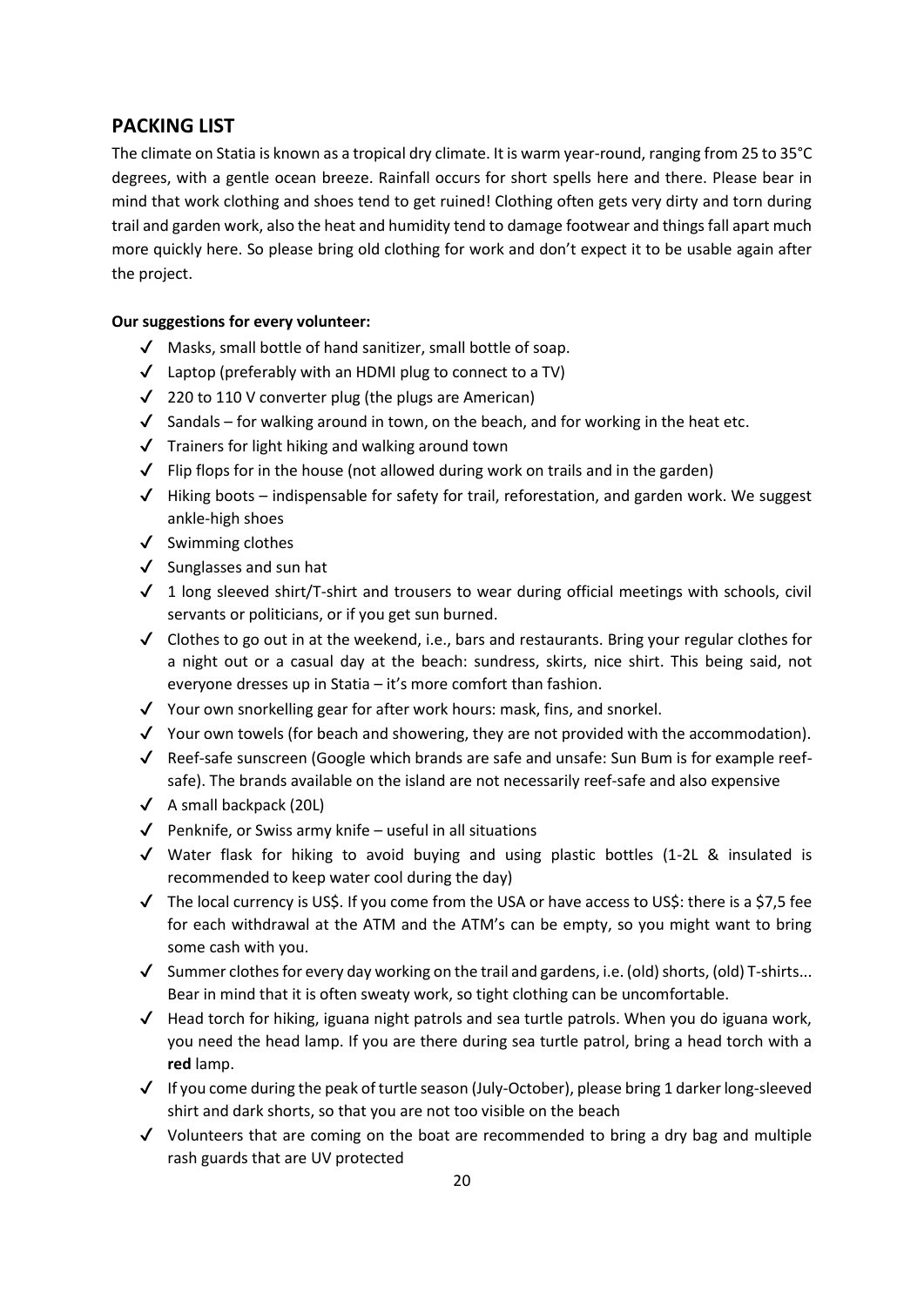## PACKING LIST

The climate on Statia is known as a tropical dry climate. It is warm year-round, ranging from 25 to 35°C degrees, with a gentle ocean breeze. Rainfall occurs for short spells here and there. Please bear in mind that work clothing and shoes tend to get ruined! Clothing often gets very dirty and torn during trail and garden work, also the heat and humidity tend to damage footwear and things fall apart much more quickly here. So please bring old clothing for work and don't expect it to be usable again after the project.

**Our suggestions for every volunteer:**

- ✓ Masks, small bottle of hand sanitizer, small bottle of soap.
- ✓ Laptop (preferably with an HDMI plug to connect to a TV)
- ✓ 220 to 110 V converter plug (the plugs are American)
- ✓ Sandals – for walking around in town, on the beach, and for working in the heat etc.
- ✓ Trainers for light hiking and walking around town
- ✓ Flip flops for in the house (not allowed during work on trails and in the garden)
- ✓ Hiking boots – indispensable for safety for trail, reforestation, and garden work. We suggest ankle-high shoes
- ✓ Swimming clothes
- ✓ Sunglasses and sun hat
- ✓ 1 long sleeved shirt/T-shirt and trousers to wear during official meetings with schools, civil servants or politicians, or if you get sun burned.
- ✓ Clothes to go out in at the weekend, i.e., bars and restaurants. Bring your regular clothes for a night out or a casual day at the beach: sundress, skirts, nice shirt. This being said, not everyone dresses up in Statia – it's more comfort than fashion.
- ✓ Your own snorkelling gear for after work hours: mask, fins, and snorkel.
- ✓ Your own towels (for beach and showering, they are not provided with the accommodation).
- ✓ Reef-safe sunscreen (Google which brands are safe and unsafe: Sun Bum is for example reef-safe). The brands available on the island are not necessarily reef-safe and also expensive
- ✓ A small backpack (20L)
- ✓ Penknife, or Swiss army knife – useful in all situations
- ✓ Water flask for hiking to avoid buying and using plastic bottles (1-2L & insulated is recommended to keep water cool during the day)
- ✓ The local currency is US$. If you come from the USA or have access to US$: there is a $7,5 fee for each withdrawal at the ATM and the ATM's can be empty, so you might want to bring some cash with you.
- ✓ Summer clothes for every day working on the trail and gardens, i.e. (old) shorts, (old) T-shirts... Bear in mind that it is often sweaty work, so tight clothing can be uncomfortable.
- ✓ Head torch for hiking, iguana night patrols and sea turtle patrols. When you do iguana work, you need the head lamp. If you are there during sea turtle patrol, bring a head torch with a **red** lamp.
- ✓ If you come during the peak of turtle season (July-October), please bring 1 darker long-sleeved shirt and dark shorts, so that you are not too visible on the beach
- ✓ Volunteers that are coming on the boat are recommended to bring a dry bag and multiple rash guards that are UV protected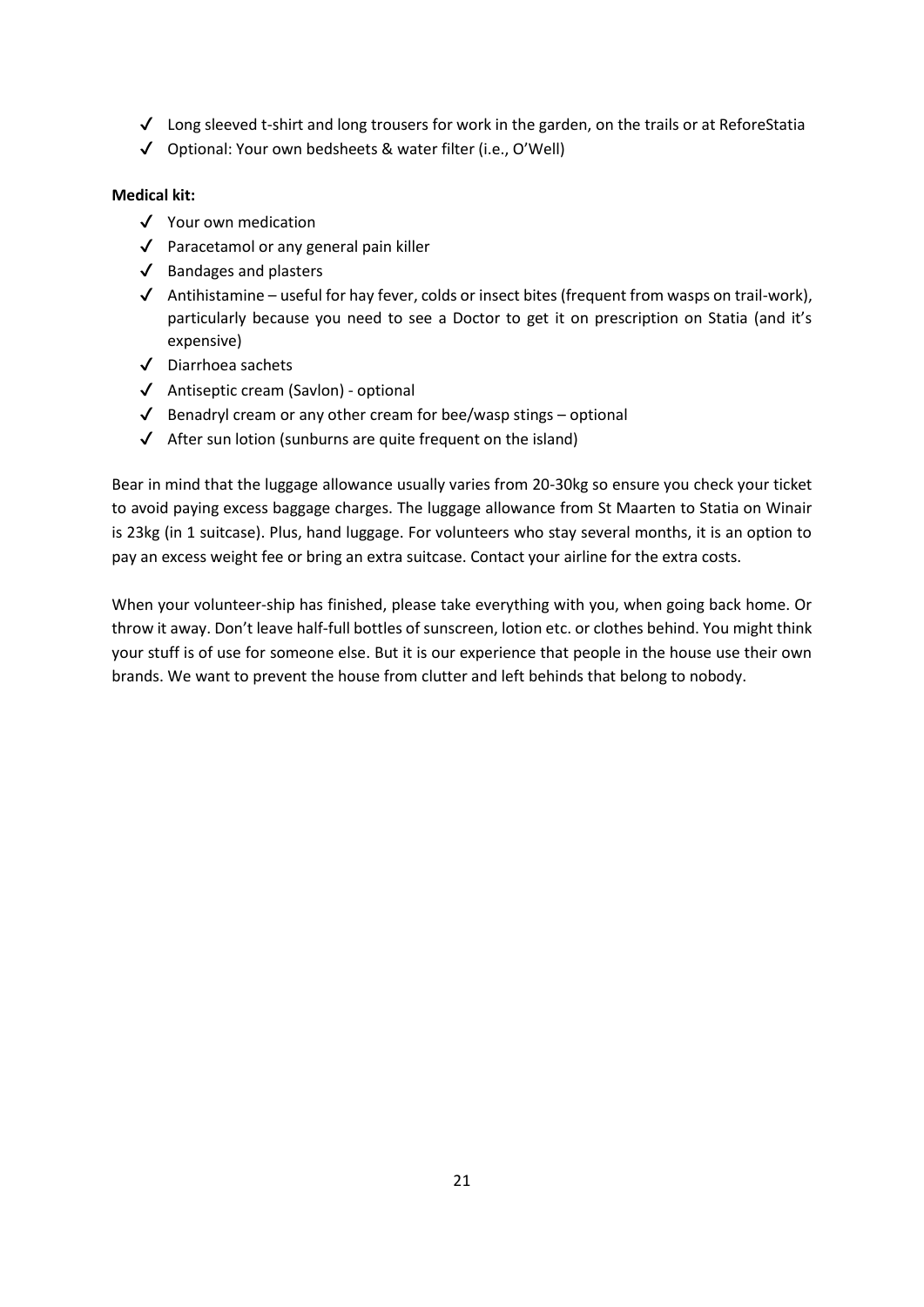- ✔ Long sleeved t-shirt and long trousers for work in the garden, on the trails or at ReforeStatia
- ✔ Optional: Your own bedsheets & water filter (i.e., O'Well)

**Medical kit:**

- ✔ Your own medication
- ✔ Paracetamol or any general pain killer
- ✔ Bandages and plasters
- ✔ Antihistamine – useful for hay fever, colds or insect bites (frequent from wasps on trail-work), particularly because you need to see a Doctor to get it on prescription on Statia (and it's expensive)
- ✔ Diarrhoea sachets
- ✔ Antiseptic cream (Savlon) - optional
- ✔ Benadryl cream or any other cream for bee/wasp stings – optional
- ✔ After sun lotion (sunburns are quite frequent on the island)

Bear in mind that the luggage allowance usually varies from 20-30kg so ensure you check your ticket to avoid paying excess baggage charges. The luggage allowance from St Maarten to Statia on Winair is 23kg (in 1 suitcase). Plus, hand luggage. For volunteers who stay several months, it is an option to pay an excess weight fee or bring an extra suitcase. Contact your airline for the extra costs.

When your volunteer-ship has finished, please take everything with you, when going back home. Or throw it away. Don't leave half-full bottles of sunscreen, lotion etc. or clothes behind. You might think your stuff is of use for someone else. But it is our experience that people in the house use their own brands. We want to prevent the house from clutter and left behinds that belong to nobody.